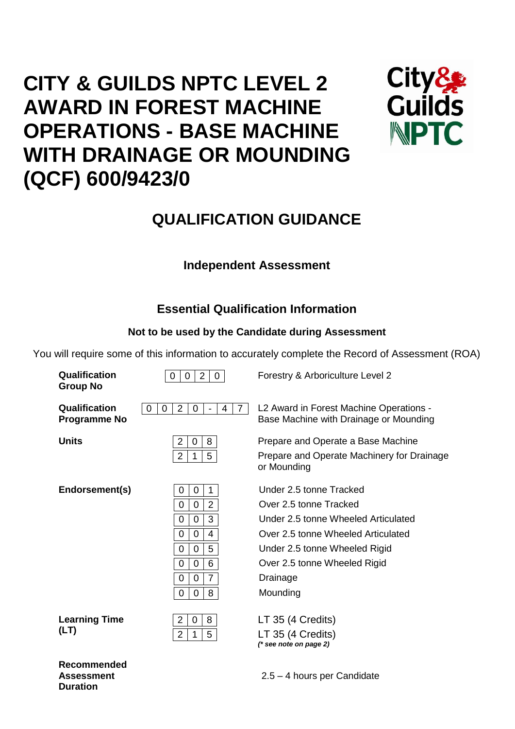# CITY & GUILDS NPTC LEVEL 2 AWARD IN FOREST MACHINE OPERATIONS - BASE MACHINE WITH DRAINAGE OR MOUNDING (QCF) 600/9423/0

## QUALIFICATION GUIDANCE

### Independent Assessment

### Essential Qualification Information

**Not to be used by the Candidate during Assessment**

You will require some of this information to accurately complete the Record of Assessment (ROA)

| | | |
|---|---|---|
| **Qualification Group No** | 0020 | Forestry & Arboriculture Level 2 |
| **Qualification Programme No** | 0020-47 | L2 Award in Forest Machine Operations - Base Machine with Drainage or Mounding |
| **Units** | 208 | Prepare and Operate a Base Machine |
| | 215 | Prepare and Operate Machinery for Drainage or Mounding |
| **Endorsement(s)** | 001 | Under 2.5 tonne Tracked |
| | 002 | Over 2.5 tonne Tracked |
| | 003 | Under 2.5 tonne Wheeled Articulated |
| | 004 | Over 2.5 tonne Wheeled Articulated |
| | 005 | Under 2.5 tonne Wheeled Rigid |
| | 006 | Over 2.5 tonne Wheeled Rigid |
| | 007 | Drainage |
| | 008 | Mounding |
| **Learning Time (LT)** | 208 | LT 35 (4 Credits) |
| | 215 | LT 35 (4 Credits) *(\* see note on page 2)* |
| **Recommended Assessment Duration** | | 2.5 – 4 hours per Candidate |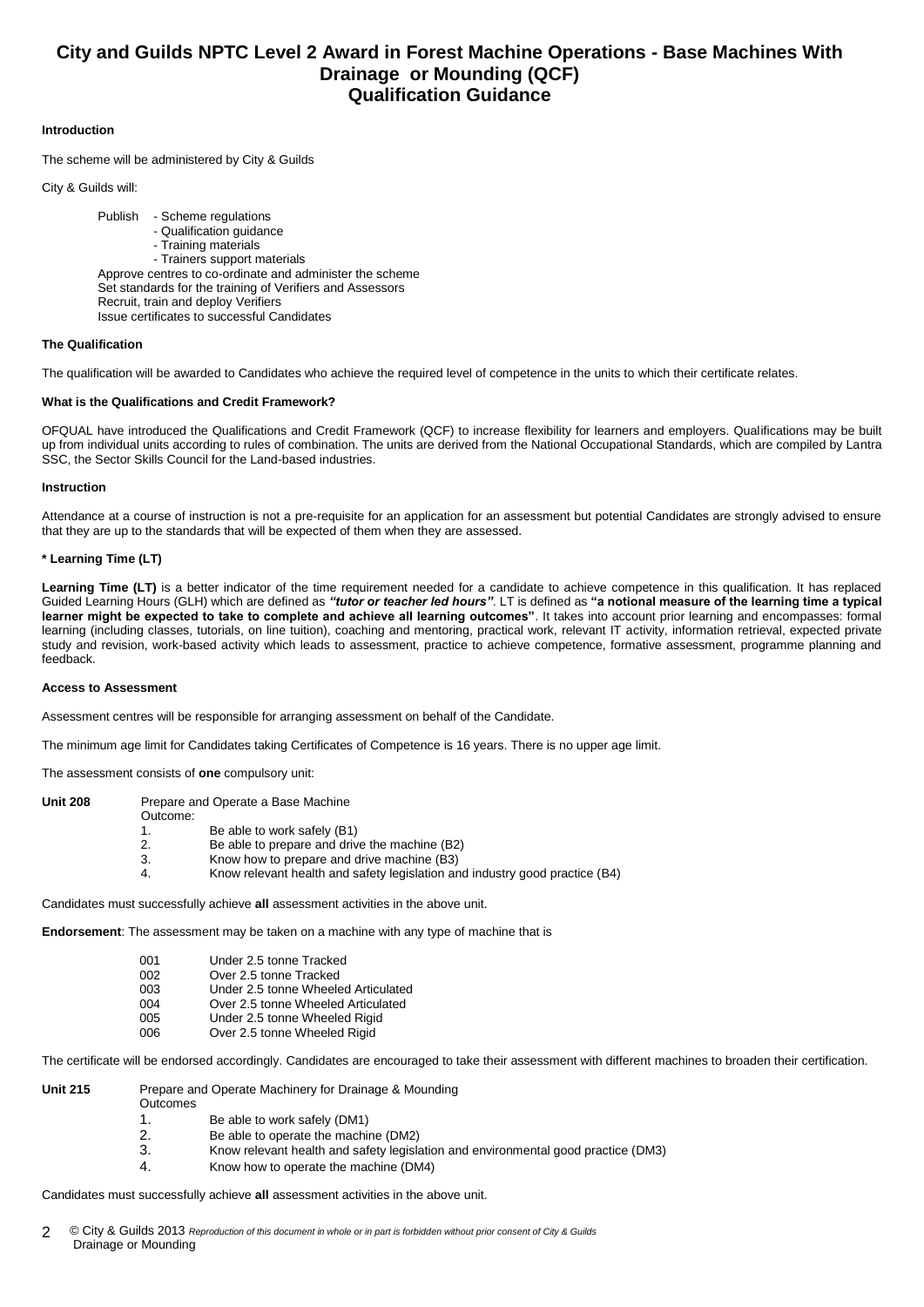# City and Guilds NPTC Level 2 Award in Forest Machine Operations - Base Machines With Drainage or Mounding (QCF)
## Qualification Guidance

**Introduction**

The scheme will be administered by City & Guilds

City & Guilds will:

Publish - Scheme regulations
- Qualification guidance
- Training materials
- Trainers support materials

Approve centres to co-ordinate and administer the scheme
Set standards for the training of Verifiers and Assessors
Recruit, train and deploy Verifiers
Issue certificates to successful Candidates

**The Qualification**

The qualification will be awarded to Candidates who achieve the required level of competence in the units to which their certificate relates.

**What is the Qualifications and Credit Framework?**

OFQUAL have introduced the Qualifications and Credit Framework (QCF) to increase flexibility for learners and employers. Qualifications may be built up from individual units according to rules of combination. The units are derived from the National Occupational Standards, which are compiled by Lantra SSC, the Sector Skills Council for the Land-based industries.

**Instruction**

Attendance at a course of instruction is not a pre-requisite for an application for an assessment but potential Candidates are strongly advised to ensure that they are up to the standards that will be expected of them when they are assessed.

**\* Learning Time (LT)**

**Learning Time (LT)** is a better indicator of the time requirement needed for a candidate to achieve competence in this qualification. It has replaced Guided Learning Hours (GLH) which are defined as ***"tutor or teacher led hours"***. LT is defined as **"a notional measure of the learning time a typical learner might be expected to take to complete and achieve all learning outcomes"**. It takes into account prior learning and encompasses: formal learning (including classes, tutorials, on line tuition), coaching and mentoring, practical work, relevant IT activity, information retrieval, expected private study and revision, work-based activity which leads to assessment, practice to achieve competence, formative assessment, programme planning and feedback.

**Access to Assessment**

Assessment centres will be responsible for arranging assessment on behalf of the Candidate.

The minimum age limit for Candidates taking Certificates of Competence is 16 years. There is no upper age limit.

The assessment consists of **one** compulsory unit:

**Unit 208** Prepare and Operate a Base Machine

Outcome:

1. Be able to work safely (B1)
2. Be able to prepare and drive the machine (B2)
3. Know how to prepare and drive machine (B3)
4. Know relevant health and safety legislation and industry good practice (B4)

Candidates must successfully achieve **all** assessment activities in the above unit.

**Endorsement**: The assessment may be taken on a machine with any type of machine that is

- 001 Under 2.5 tonne Tracked
- 002 Over 2.5 tonne Tracked
- 003 Under 2.5 tonne Wheeled Articulated
- 004 Over 2.5 tonne Wheeled Articulated
- 005 Under 2.5 tonne Wheeled Rigid
- 006 Over 2.5 tonne Wheeled Rigid

The certificate will be endorsed accordingly. Candidates are encouraged to take their assessment with different machines to broaden their certification.

**Unit 215** Prepare and Operate Machinery for Drainage & Mounding

Outcomes

1. Be able to work safely (DM1)
2. Be able to operate the machine (DM2)
3. Know relevant health and safety legislation and environmental good practice (DM3)
4. Know how to operate the machine (DM4)

Candidates must successfully achieve **all** assessment activities in the above unit.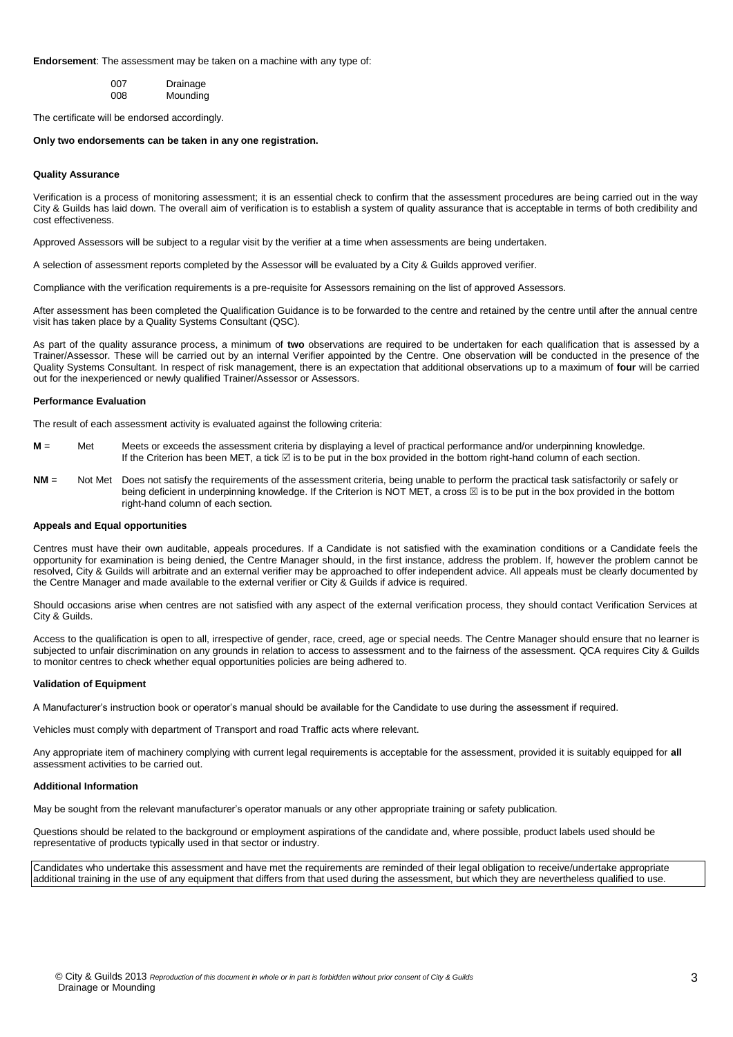**Endorsement**: The assessment may be taken on a machine with any type of:

| | |
|---|---|
| 007 | Drainage |
| 008 | Mounding |

The certificate will be endorsed accordingly.

**Only two endorsements can be taken in any one registration.**

**Quality Assurance**

Verification is a process of monitoring assessment; it is an essential check to confirm that the assessment procedures are being carried out in the way City & Guilds has laid down. The overall aim of verification is to establish a system of quality assurance that is acceptable in terms of both credibility and cost effectiveness.

Approved Assessors will be subject to a regular visit by the verifier at a time when assessments are being undertaken.

A selection of assessment reports completed by the Assessor will be evaluated by a City & Guilds approved verifier.

Compliance with the verification requirements is a pre-requisite for Assessors remaining on the list of approved Assessors.

After assessment has been completed the Qualification Guidance is to be forwarded to the centre and retained by the centre until after the annual centre visit has taken place by a Quality Systems Consultant (QSC).

As part of the quality assurance process, a minimum of **two** observations are required to be undertaken for each qualification that is assessed by a Trainer/Assessor. These will be carried out by an internal Verifier appointed by the Centre. One observation will be conducted in the presence of the Quality Systems Consultant. In respect of risk management, there is an expectation that additional observations up to a maximum of **four** will be carried out for the inexperienced or newly qualified Trainer/Assessor or Assessors.

**Performance Evaluation**

The result of each assessment activity is evaluated against the following criteria:

**M** = Met — Meets or exceeds the assessment criteria by displaying a level of practical performance and/or underpinning knowledge. If the Criterion has been MET, a tick ☑ is to be put in the box provided in the bottom right-hand column of each section.

**NM** = Not Met — Does not satisfy the requirements of the assessment criteria, being unable to perform the practical task satisfactorily or safely or being deficient in underpinning knowledge. If the Criterion is NOT MET, a cross ☒ is to be put in the box provided in the bottom right-hand column of each section.

**Appeals and Equal opportunities**

Centres must have their own auditable, appeals procedures. If a Candidate is not satisfied with the examination conditions or a Candidate feels the opportunity for examination is being denied, the Centre Manager should, in the first instance, address the problem. If, however the problem cannot be resolved, City & Guilds will arbitrate and an external verifier may be approached to offer independent advice. All appeals must be clearly documented by the Centre Manager and made available to the external verifier or City & Guilds if advice is required.

Should occasions arise when centres are not satisfied with any aspect of the external verification process, they should contact Verification Services at City & Guilds.

Access to the qualification is open to all, irrespective of gender, race, creed, age or special needs. The Centre Manager should ensure that no learner is subjected to unfair discrimination on any grounds in relation to access to assessment and to the fairness of the assessment. QCA requires City & Guilds to monitor centres to check whether equal opportunities policies are being adhered to.

**Validation of Equipment**

A Manufacturer's instruction book or operator's manual should be available for the Candidate to use during the assessment if required.

Vehicles must comply with department of Transport and road Traffic acts where relevant.

Any appropriate item of machinery complying with current legal requirements is acceptable for the assessment, provided it is suitably equipped for **all** assessment activities to be carried out.

**Additional Information**

May be sought from the relevant manufacturer's operator manuals or any other appropriate training or safety publication.

Questions should be related to the background or employment aspirations of the candidate and, where possible, product labels used should be representative of products typically used in that sector or industry.

Candidates who undertake this assessment and have met the requirements are reminded of their legal obligation to receive/undertake appropriate additional training in the use of any equipment that differs from that used during the assessment, but which they are nevertheless qualified to use.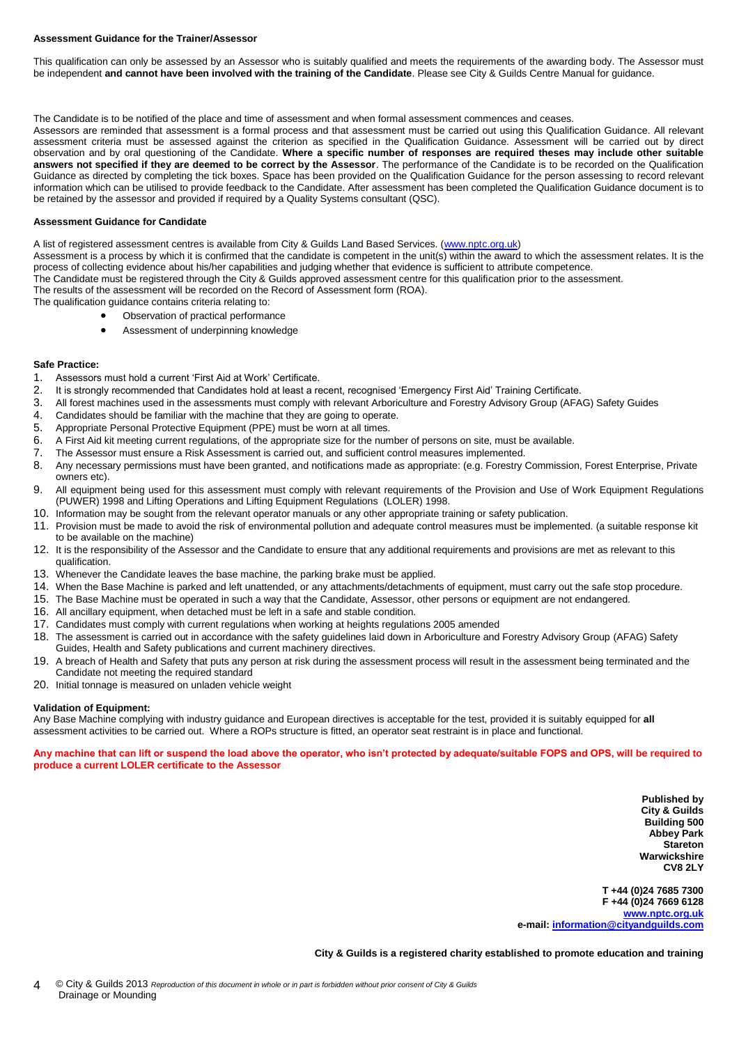**Assessment Guidance for the Trainer/Assessor**

This qualification can only be assessed by an Assessor who is suitably qualified and meets the requirements of the awarding body. The Assessor must be independent **and cannot have been involved with the training of the Candidate**. Please see City & Guilds Centre Manual for guidance.

The Candidate is to be notified of the place and time of assessment and when formal assessment commences and ceases.
Assessors are reminded that assessment is a formal process and that assessment must be carried out using this Qualification Guidance. All relevant assessment criteria must be assessed against the criterion as specified in the Qualification Guidance. Assessment will be carried out by direct observation and by oral questioning of the Candidate. **Where a specific number of responses are required theses may include other suitable answers not specified if they are deemed to be correct by the Assessor**. The performance of the Candidate is to be recorded on the Qualification Guidance as directed by completing the tick boxes. Space has been provided on the Qualification Guidance for the person assessing to record relevant information which can be utilised to provide feedback to the Candidate. After assessment has been completed the Qualification Guidance document is to be retained by the assessor and provided if required by a Quality Systems consultant (QSC).

**Assessment Guidance for Candidate**

A list of registered assessment centres is available from City & Guilds Land Based Services. (www.nptc.org.uk)
Assessment is a process by which it is confirmed that the candidate is competent in the unit(s) within the award to which the assessment relates. It is the process of collecting evidence about his/her capabilities and judging whether that evidence is sufficient to attribute competence.
The Candidate must be registered through the City & Guilds approved assessment centre for this qualification prior to the assessment.
The results of the assessment will be recorded on the Record of Assessment form (ROA).
The qualification guidance contains criteria relating to:

- Observation of practical performance
- Assessment of underpinning knowledge

**Safe Practice:**

1. Assessors must hold a current 'First Aid at Work' Certificate.
2. It is strongly recommended that Candidates hold at least a recent, recognised 'Emergency First Aid' Training Certificate.
3. All forest machines used in the assessments must comply with relevant Arboriculture and Forestry Advisory Group (AFAG) Safety Guides
4. Candidates should be familiar with the machine that they are going to operate.
5. Appropriate Personal Protective Equipment (PPE) must be worn at all times.
6. A First Aid kit meeting current regulations, of the appropriate size for the number of persons on site, must be available.
7. The Assessor must ensure a Risk Assessment is carried out, and sufficient control measures implemented.
8. Any necessary permissions must have been granted, and notifications made as appropriate: (e.g. Forestry Commission, Forest Enterprise, Private owners etc).
9. All equipment being used for this assessment must comply with relevant requirements of the Provision and Use of Work Equipment Regulations (PUWER) 1998 and Lifting Operations and Lifting Equipment Regulations (LOLER) 1998.
10. Information may be sought from the relevant operator manuals or any other appropriate training or safety publication.
11. Provision must be made to avoid the risk of environmental pollution and adequate control measures must be implemented. (a suitable response kit to be available on the machine)
12. It is the responsibility of the Assessor and the Candidate to ensure that any additional requirements and provisions are met as relevant to this qualification.
13. Whenever the Candidate leaves the base machine, the parking brake must be applied.
14. When the Base Machine is parked and left unattended, or any attachments/detachments of equipment, must carry out the safe stop procedure.
15. The Base Machine must be operated in such a way that the Candidate, Assessor, other persons or equipment are not endangered.
16. All ancillary equipment, when detached must be left in a safe and stable condition.
17. Candidates must comply with current regulations when working at heights regulations 2005 amended
18. The assessment is carried out in accordance with the safety guidelines laid down in Arboriculture and Forestry Advisory Group (AFAG) Safety Guides, Health and Safety publications and current machinery directives.
19. A breach of Health and Safety that puts any person at risk during the assessment process will result in the assessment being terminated and the Candidate not meeting the required standard
20. Initial tonnage is measured on unladen vehicle weight

**Validation of Equipment:**

Any Base Machine complying with industry guidance and European directives is acceptable for the test, provided it is suitably equipped for **all** assessment activities to be carried out. Where a ROPs structure is fitted, an operator seat restraint is in place and functional.

**Any machine that can lift or suspend the load above the operator, who isn't protected by adequate/suitable FOPS and OPS, will be required to produce a current LOLER certificate to the Assessor**

**Published by**
**City & Guilds**
**Building 500**
**Abbey Park**
**Stareton**
**Warwickshire**
**CV8 2LY**

**T +44 (0)24 7685 7300**
**F +44 (0)24 7669 6128**
**www.nptc.org.uk**
**e-mail: information@cityandguilds.com**

**City & Guilds is a registered charity established to promote education and training**

© City & Guilds 2013 *Reproduction of this document in whole or in part is forbidden without prior consent of City & Guilds*
Drainage or Mounding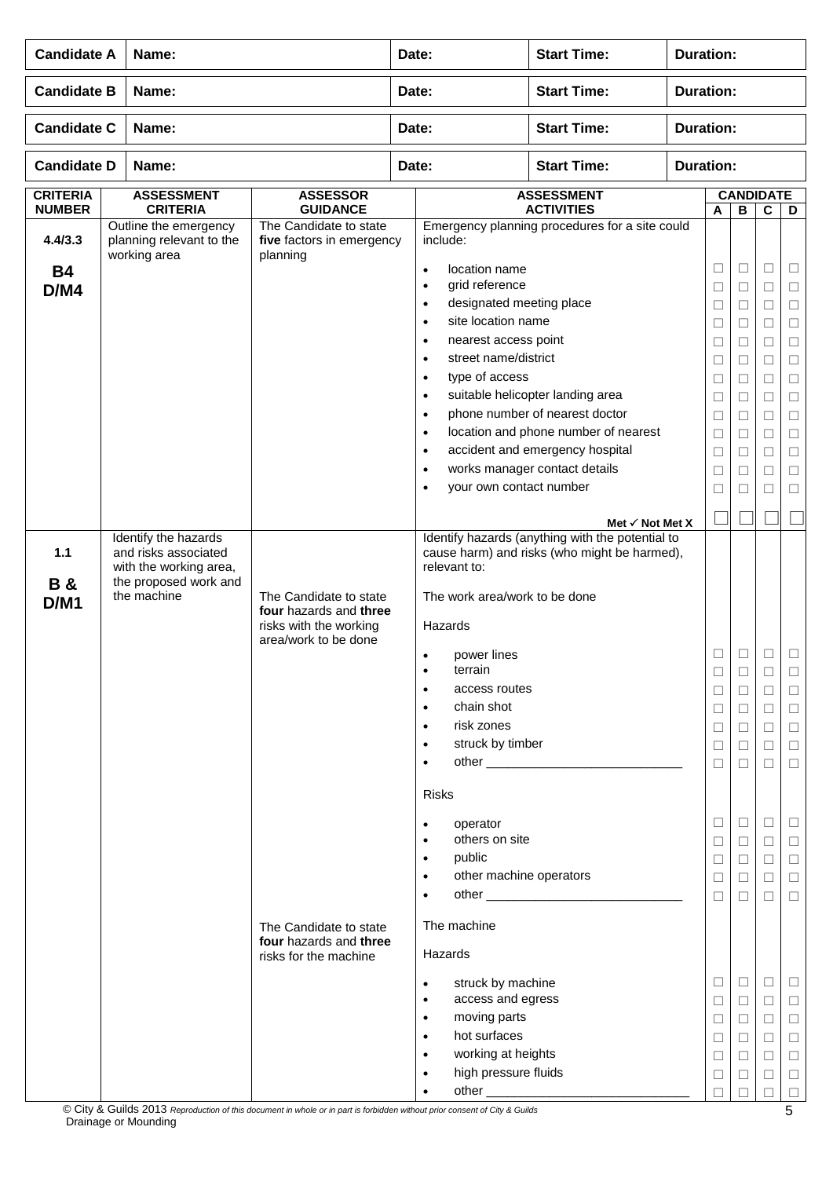| **Candidate A** | **Name:** | **Date:** | **Start Time:** | **Duration:** |
|---|---|---|---|---|
| **Candidate B** | **Name:** | **Date:** | **Start Time:** | **Duration:** |
| **Candidate C** | **Name:** | **Date:** | **Start Time:** | **Duration:** |
| **Candidate D** | **Name:** | **Date:** | **Start Time:** | **Duration:** |

| **CRITERIA NUMBER** | **ASSESSMENT CRITERIA** | **ASSESSOR GUIDANCE** | **ASSESSMENT ACTIVITIES** | **CANDIDATE A** | **B** | **C** | **D** |
|---|---|---|---|---|---|---|---|
| **4.4/3.3** **B4** **D/M4** | Outline the emergency planning relevant to the working area | The Candidate to state **five** factors in emergency planning | Emergency planning procedures for a site could include: | | | | |
| | | | • location name | ☐ | ☐ | ☐ | ☐ |
| | | | • grid reference | ☐ | ☐ | ☐ | ☐ |
| | | | • designated meeting place | ☐ | ☐ | ☐ | ☐ |
| | | | • site location name | ☐ | ☐ | ☐ | ☐ |
| | | | • nearest access point | ☐ | ☐ | ☐ | ☐ |
| | | | • street name/district | ☐ | ☐ | ☐ | ☐ |
| | | | • type of access | ☐ | ☐ | ☐ | ☐ |
| | | | • suitable helicopter landing area | ☐ | ☐ | ☐ | ☐ |
| | | | • phone number of nearest doctor | ☐ | ☐ | ☐ | ☐ |
| | | | • location and phone number of nearest | ☐ | ☐ | ☐ | ☐ |
| | | | • accident and emergency hospital | ☐ | ☐ | ☐ | ☐ |
| | | | • works manager contact details | ☐ | ☐ | ☐ | ☐ |
| | | | • your own contact number | ☐ | ☐ | ☐ | ☐ |
| | | | **Met ✓ Not Met X** | ☐ | ☐ | ☐ | ☐ |
| **1.1** **B &** **D/M1** | Identify the hazards and risks associated with the working area, the proposed work and the machine | | Identify hazards (anything with the potential to cause harm) and risks (who might be harmed), relevant to: | | | | |
| | | The Candidate to state **four** hazards and **three** risks with the working area/work to be done | The work area/work to be done | | | | |
| | | | Hazards | | | | |
| | | | • power lines | ☐ | ☐ | ☐ | ☐ |
| | | | • terrain | ☐ | ☐ | ☐ | ☐ |
| | | | • access routes | ☐ | ☐ | ☐ | ☐ |
| | | | • chain shot | ☐ | ☐ | ☐ | ☐ |
| | | | • risk zones | ☐ | ☐ | ☐ | ☐ |
| | | | • struck by timber | ☐ | ☐ | ☐ | ☐ |
| | | | • other ____________________________ | ☐ | ☐ | ☐ | ☐ |
| | | | Risks | | | | |
| | | | • operator | ☐ | ☐ | ☐ | ☐ |
| | | | • others on site | ☐ | ☐ | ☐ | ☐ |
| | | | • public | ☐ | ☐ | ☐ | ☐ |
| | | | • other machine operators | ☐ | ☐ | ☐ | ☐ |
| | | | • other ____________________________ | ☐ | ☐ | ☐ | ☐ |
| | | The Candidate to state **four** hazards and **three** risks for the machine | The machine | | | | |
| | | | Hazards | | | | |
| | | | • struck by machine | ☐ | ☐ | ☐ | ☐ |
| | | | • access and egress | ☐ | ☐ | ☐ | ☐ |
| | | | • moving parts | ☐ | ☐ | ☐ | ☐ |
| | | | • hot surfaces | ☐ | ☐ | ☐ | ☐ |
| | | | • working at heights | ☐ | ☐ | ☐ | ☐ |
| | | | • high pressure fluids | ☐ | ☐ | ☐ | ☐ |
| | | | • other ____________________________ | ☐ | ☐ | ☐ | ☐ |

© City & Guilds 2013 *Reproduction of this document in whole or in part is forbidden without prior consent of City & Guilds*
Drainage or Mounding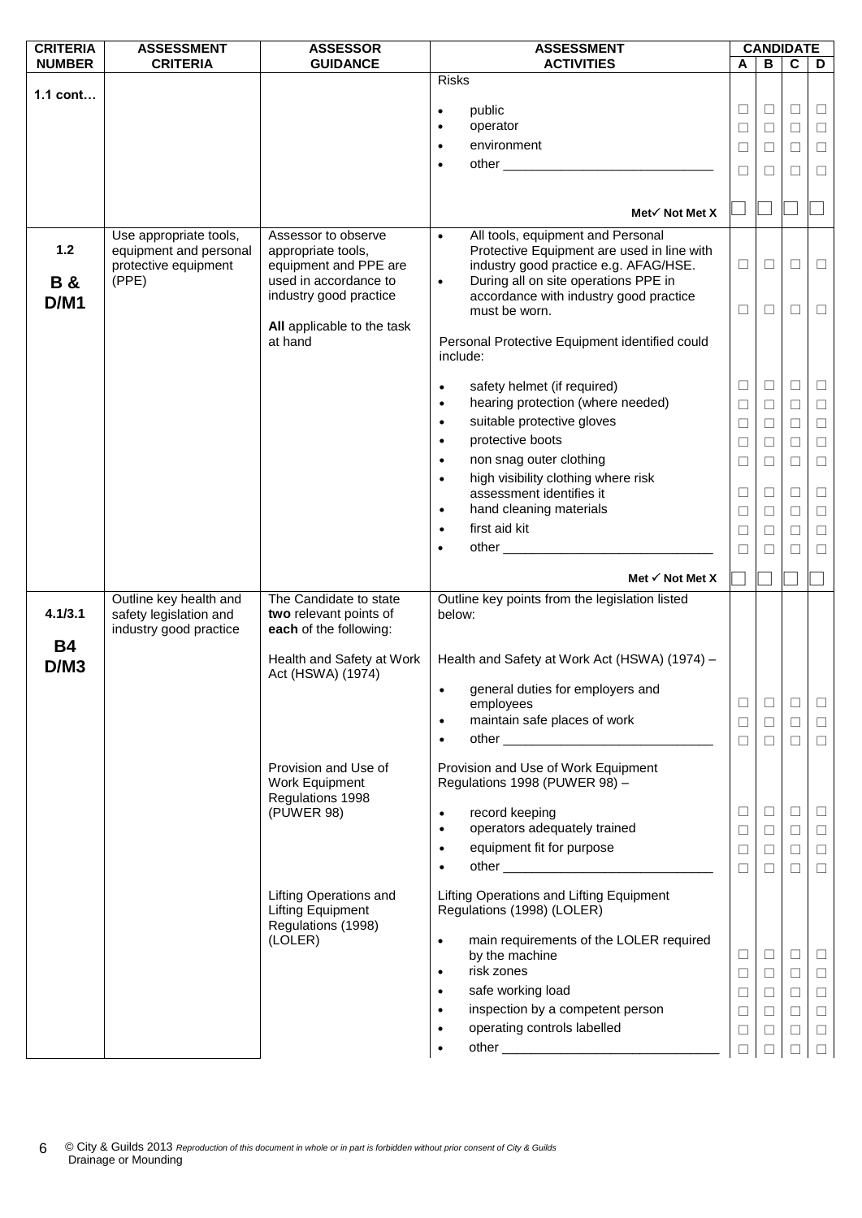| CRITERIA NUMBER | ASSESSMENT CRITERIA | ASSESSOR GUIDANCE | ASSESSMENT ACTIVITIES | CANDIDATE A | B | C | D |
|---|---|---|---|---|---|---|---|
| 1.1 cont… | | | Risks | | | | |
| | | | • public | ☐ | ☐ | ☐ | ☐ |
| | | | • operator | ☐ | ☐ | ☐ | ☐ |
| | | | • environment | ☐ | ☐ | ☐ | ☐ |
| | | | • other ____________________________ | ☐ | ☐ | ☐ | ☐ |
| | | | Met✓ Not Met X | ☐ | ☐ | ☐ | ☐ |
| 1.2<br>B &<br>D/M1 | Use appropriate tools, equipment and personal protective equipment (PPE) | Assessor to observe appropriate tools, equipment and PPE are used in accordance to industry good practice<br><br>**All** applicable to the task at hand | • All tools, equipment and Personal Protective Equipment are used in line with industry good practice e.g. AFAG/HSE. | ☐ | ☐ | ☐ | ☐ |
| | | | • During all on site operations PPE in accordance with industry good practice must be worn. | ☐ | ☐ | ☐ | ☐ |
| | | | Personal Protective Equipment identified could include: | | | | |
| | | | • safety helmet (if required) | ☐ | ☐ | ☐ | ☐ |
| | | | • hearing protection (where needed) | ☐ | ☐ | ☐ | ☐ |
| | | | • suitable protective gloves | ☐ | ☐ | ☐ | ☐ |
| | | | • protective boots | ☐ | ☐ | ☐ | ☐ |
| | | | • non snag outer clothing | ☐ | ☐ | ☐ | ☐ |
| | | | • high visibility clothing where risk assessment identifies it | ☐ | ☐ | ☐ | ☐ |
| | | | • hand cleaning materials | ☐ | ☐ | ☐ | ☐ |
| | | | • first aid kit | ☐ | ☐ | ☐ | ☐ |
| | | | • other ____________________________ | ☐ | ☐ | ☐ | ☐ |
| | | | Met ✓ Not Met X | ☐ | ☐ | ☐ | ☐ |
| 4.1/3.1<br>B4<br>D/M3 | Outline key health and safety legislation and industry good practice | The Candidate to state **two** relevant points of **each** of the following: | Outline key points from the legislation listed below: | | | | |
| | | Health and Safety at Work Act (HSWA) (1974) | Health and Safety at Work Act (HSWA) (1974) – | | | | |
| | | | • general duties for employers and employees | ☐ | ☐ | ☐ | ☐ |
| | | | • maintain safe places of work | ☐ | ☐ | ☐ | ☐ |
| | | | • other ____________________________ | ☐ | ☐ | ☐ | ☐ |
| | | Provision and Use of Work Equipment Regulations 1998 (PUWER 98) | Provision and Use of Work Equipment Regulations 1998 (PUWER 98) – | | | | |
| | | | • record keeping | ☐ | ☐ | ☐ | ☐ |
| | | | • operators adequately trained | ☐ | ☐ | ☐ | ☐ |
| | | | • equipment fit for purpose | ☐ | ☐ | ☐ | ☐ |
| | | | • other ____________________________ | ☐ | ☐ | ☐ | ☐ |
| | | Lifting Operations and Lifting Equipment Regulations (1998) (LOLER) | Lifting Operations and Lifting Equipment Regulations (1998) (LOLER) | | | | |
| | | | • main requirements of the LOLER required by the machine | ☐ | ☐ | ☐ | ☐ |
| | | | • risk zones | ☐ | ☐ | ☐ | ☐ |
| | | | • safe working load | ☐ | ☐ | ☐ | ☐ |
| | | | • inspection by a competent person | ☐ | ☐ | ☐ | ☐ |
| | | | • operating controls labelled | ☐ | ☐ | ☐ | ☐ |
| | | | • other ____________________________ | ☐ | ☐ | ☐ | ☐ |

© City & Guilds 2013 *Reproduction of this document in whole or in part is forbidden without prior consent of City & Guilds*
Drainage or Mounding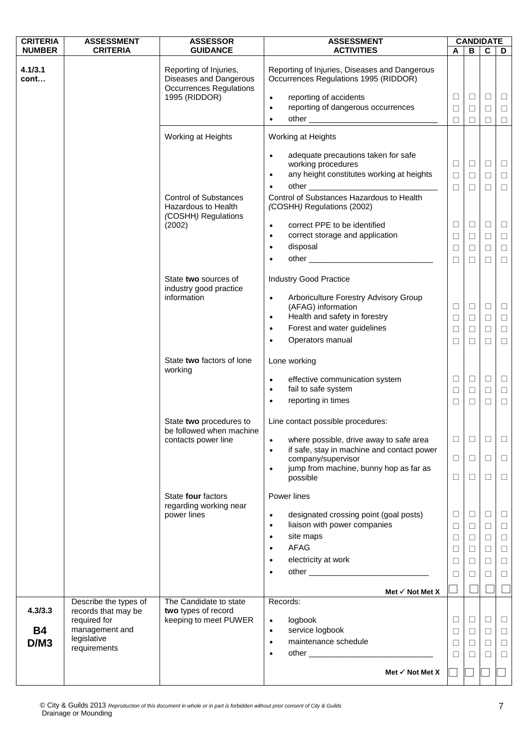| CRITERIA NUMBER | ASSESSMENT CRITERIA | ASSESSOR GUIDANCE | ASSESSMENT ACTIVITIES | CANDIDATE A | B | C | D |
|---|---|---|---|---|---|---|---|
| **4.1/3.1 cont…** | | Reporting of Injuries, Diseases and Dangerous Occurrences Regulations 1995 (RIDDOR) | Reporting of Injuries, Diseases and Dangerous Occurrences Regulations 1995 (RIDDOR) | | | | |
| | | | • reporting of accidents | ☐ | ☐ | ☐ | ☐ |
| | | | • reporting of dangerous occurrences | ☐ | ☐ | ☐ | ☐ |
| | | | • other ______________________________ | ☐ | ☐ | ☐ | ☐ |
| | | Working at Heights | Working at Heights | | | | |
| | | | • adequate precautions taken for safe working procedures | ☐ | ☐ | ☐ | ☐ |
| | | | • any height constitutes working at heights | ☐ | ☐ | ☐ | ☐ |
| | | | • other ______________________________ | ☐ | ☐ | ☐ | ☐ |
| | | Control of Substances Hazardous to Health *(*COSHH*)* Regulations (2002) | Control of Substances Hazardous to Health *(*COSHH*)* Regulations (2002) | | | | |
| | | | • correct PPE to be identified | ☐ | ☐ | ☐ | ☐ |
| | | | • correct storage and application | ☐ | ☐ | ☐ | ☐ |
| | | | • disposal | ☐ | ☐ | ☐ | ☐ |
| | | | • other ____________________________ | ☐ | ☐ | ☐ | ☐ |
| | | State **two** sources of industry good practice information | Industry Good Practice | | | | |
| | | | • Arboriculture Forestry Advisory Group (AFAG) information | ☐ | ☐ | ☐ | ☐ |
| | | | • Health and safety in forestry | ☐ | ☐ | ☐ | ☐ |
| | | | • Forest and water guidelines | ☐ | ☐ | ☐ | ☐ |
| | | | • Operators manual | ☐ | ☐ | ☐ | ☐ |
| | | State **two** factors of lone working | Lone working | | | | |
| | | | • effective communication system | ☐ | ☐ | ☐ | ☐ |
| | | | • fail to safe system | ☐ | ☐ | ☐ | ☐ |
| | | | • reporting in times | ☐ | ☐ | ☐ | ☐ |
| | | State **two** procedures to be followed when machine contacts power line | Line contact possible procedures: | | | | |
| | | | • where possible, drive away to safe area | ☐ | ☐ | ☐ | ☐ |
| | | | • if safe, stay in machine and contact power company/supervisor | ☐ | ☐ | ☐ | ☐ |
| | | | • jump from machine, bunny hop as far as possible | ☐ | ☐ | ☐ | ☐ |
| | | State **four** factors regarding working near power lines | Power lines | | | | |
| | | | • designated crossing point (goal posts) | ☐ | ☐ | ☐ | ☐ |
| | | | • liaison with power companies | ☐ | ☐ | ☐ | ☐ |
| | | | • site maps | ☐ | ☐ | ☐ | ☐ |
| | | | • AFAG | ☐ | ☐ | ☐ | ☐ |
| | | | • electricity at work | ☐ | ☐ | ☐ | ☐ |
| | | | • other ___________________________ | ☐ | ☐ | ☐ | ☐ |
| | | | **Met ✓ Not Met X** | ☐ | ☐ | ☐ | ☐ |
| **4.3/3.3** **B4** **D/M3** | Describe the types of records that may be required for management and legislative requirements | The Candidate to state **two** types of record keeping to meet PUWER | Records: | | | | |
| | | | • logbook | ☐ | ☐ | ☐ | ☐ |
| | | | • service logbook | ☐ | ☐ | ☐ | ☐ |
| | | | • maintenance schedule | ☐ | ☐ | ☐ | ☐ |
| | | | • other ____________________________ | ☐ | ☐ | ☐ | ☐ |
| | | | **Met ✓ Not Met X** | ☐ | ☐ | ☐ | ☐ |

Drainage or Mounding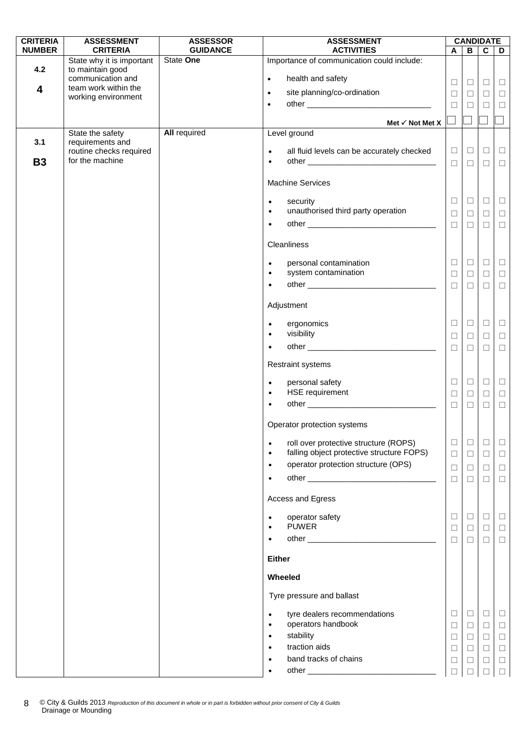| CRITERIA NUMBER | ASSESSMENT CRITERIA | ASSESSOR GUIDANCE | ASSESSMENT ACTIVITIES | CANDIDATE A | B | C | D |
|---|---|---|---|---|---|---|---|
| 4.2<br><br>**4** | State why it is important to maintain good communication and team work within the working environment | State **One** | Importance of communication could include: | | | | |
| | | | • health and safety | ☐ | ☐ | ☐ | ☐ |
| | | | • site planning/co-ordination | ☐ | ☐ | ☐ | ☐ |
| | | | • other ____________________________ | ☐ | ☐ | ☐ | ☐ |
| | | | **Met ✓ Not Met X** | ☐ | ☐ | ☐ | ☐ |
| 3.1<br><br>**B3** | State the safety requirements and routine checks required for the machine | **All** required | Level ground | | | | |
| | | | • all fluid levels can be accurately checked | ☐ | ☐ | ☐ | ☐ |
| | | | • other ____________________________ | ☐ | ☐ | ☐ | ☐ |
| | | | Machine Services | | | | |
| | | | • security | ☐ | ☐ | ☐ | ☐ |
| | | | • unauthorised third party operation | ☐ | ☐ | ☐ | ☐ |
| | | | • other ____________________________ | ☐ | ☐ | ☐ | ☐ |
| | | | Cleanliness | | | | |
| | | | • personal contamination | ☐ | ☐ | ☐ | ☐ |
| | | | • system contamination | ☐ | ☐ | ☐ | ☐ |
| | | | • other ____________________________ | ☐ | ☐ | ☐ | ☐ |
| | | | Adjustment | | | | |
| | | | • ergonomics | ☐ | ☐ | ☐ | ☐ |
| | | | • visibility | ☐ | ☐ | ☐ | ☐ |
| | | | • other ____________________________ | ☐ | ☐ | ☐ | ☐ |
| | | | Restraint systems | | | | |
| | | | • personal safety | ☐ | ☐ | ☐ | ☐ |
| | | | • HSE requirement | ☐ | ☐ | ☐ | ☐ |
| | | | • other ____________________________ | ☐ | ☐ | ☐ | ☐ |
| | | | Operator protection systems | | | | |
| | | | • roll over protective structure (ROPS) | ☐ | ☐ | ☐ | ☐ |
| | | | • falling object protective structure FOPS) | ☐ | ☐ | ☐ | ☐ |
| | | | • operator protection structure (OPS) | ☐ | ☐ | ☐ | ☐ |
| | | | • other ____________________________ | ☐ | ☐ | ☐ | ☐ |
| | | | Access and Egress | | | | |
| | | | • operator safety | ☐ | ☐ | ☐ | ☐ |
| | | | • PUWER | ☐ | ☐ | ☐ | ☐ |
| | | | • other ____________________________ | ☐ | ☐ | ☐ | ☐ |
| | | | **Either** | | | | |
| | | | **Wheeled** | | | | |
| | | | Tyre pressure and ballast | | | | |
| | | | • tyre dealers recommendations | ☐ | ☐ | ☐ | ☐ |
| | | | • operators handbook | ☐ | ☐ | ☐ | ☐ |
| | | | • stability | ☐ | ☐ | ☐ | ☐ |
| | | | • traction aids | ☐ | ☐ | ☐ | ☐ |
| | | | • band tracks of chains | ☐ | ☐ | ☐ | ☐ |
| | | | • other ____________________________ | ☐ | ☐ | ☐ | ☐ |

© City & Guilds 2013 *Reproduction of this document in whole or in part is forbidden without prior consent of City & Guilds*
Drainage or Mounding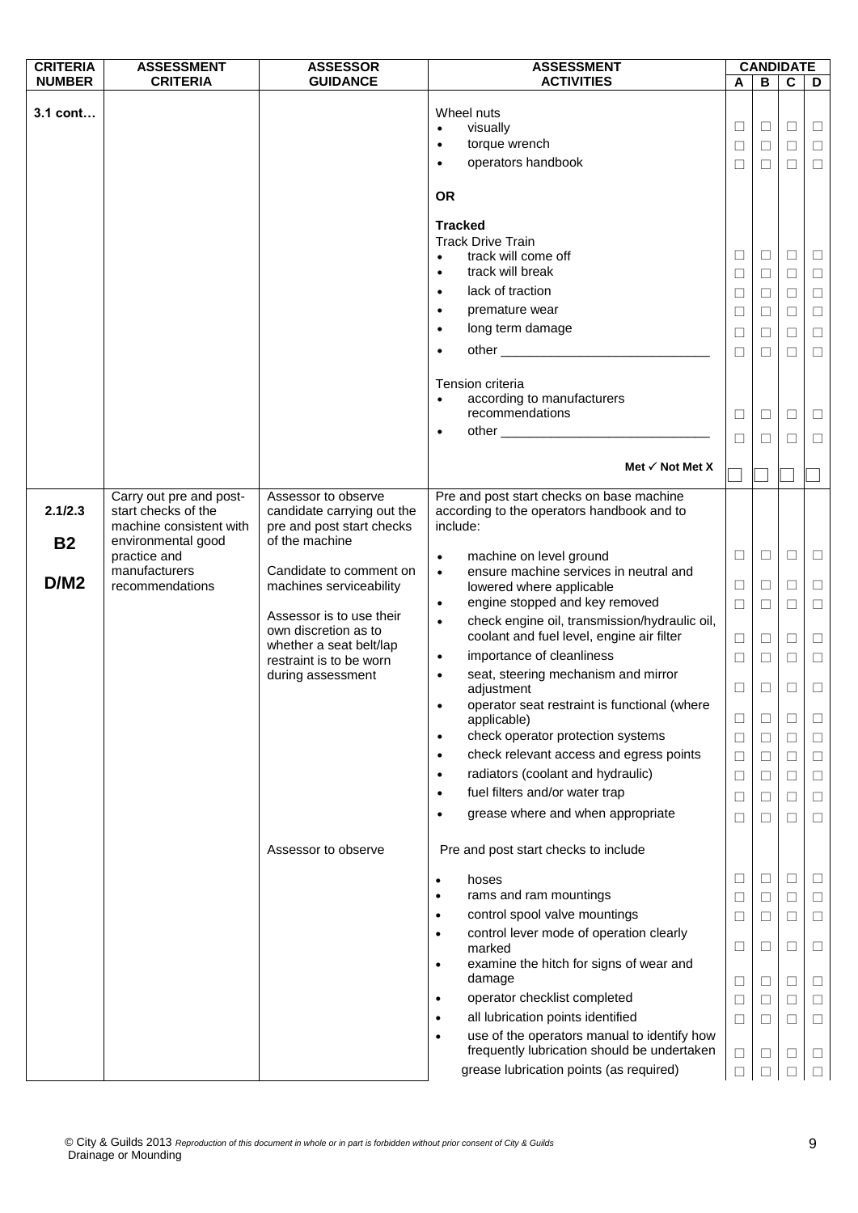| CRITERIA NUMBER | ASSESSMENT CRITERIA | ASSESSOR GUIDANCE | ASSESSMENT ACTIVITIES | CANDIDATE A | B | C | D |
|---|---|---|---|---|---|---|---|
| 3.1 cont… | | | Wheel nuts | | | | |
| | | | • visually | ☐ | ☐ | ☐ | ☐ |
| | | | • torque wrench | ☐ | ☐ | ☐ | ☐ |
| | | | • operators handbook | ☐ | ☐ | ☐ | ☐ |
| | | | **OR** | | | | |
| | | | **Tracked** | | | | |
| | | | Track Drive Train | | | | |
| | | | • track will come off | ☐ | ☐ | ☐ | ☐ |
| | | | • track will break | ☐ | ☐ | ☐ | ☐ |
| | | | • lack of traction | ☐ | ☐ | ☐ | ☐ |
| | | | • premature wear | ☐ | ☐ | ☐ | ☐ |
| | | | • long term damage | ☐ | ☐ | ☐ | ☐ |
| | | | • other ____________________________ | ☐ | ☐ | ☐ | ☐ |
| | | | Tension criteria | | | | |
| | | | • according to manufacturers recommendations | ☐ | ☐ | ☐ | ☐ |
| | | | • other ____________________________ | ☐ | ☐ | ☐ | ☐ |
| | | | **Met ✓ Not Met X** | ☐ | ☐ | ☐ | ☐ |
| **2.1/2.3** **B2** **D/M2** | Carry out pre and post-start checks of the machine consistent with environmental good practice and manufacturers recommendations | Assessor to observe candidate carrying out the pre and post start checks of the machine<br><br>Candidate to comment on machines serviceability<br><br>Assessor is to use their own discretion as to whether a seat belt/lap restraint is to be worn during assessment | Pre and post start checks on base machine according to the operators handbook and to include: | | | | |
| | | | • machine on level ground | ☐ | ☐ | ☐ | ☐ |
| | | | • ensure machine services in neutral and lowered where applicable | ☐ | ☐ | ☐ | ☐ |
| | | | • engine stopped and key removed | ☐ | ☐ | ☐ | ☐ |
| | | | • check engine oil, transmission/hydraulic oil, coolant and fuel level, engine air filter | ☐ | ☐ | ☐ | ☐ |
| | | | • importance of cleanliness | ☐ | ☐ | ☐ | ☐ |
| | | | • seat, steering mechanism and mirror adjustment | ☐ | ☐ | ☐ | ☐ |
| | | | • operator seat restraint is functional (where applicable) | ☐ | ☐ | ☐ | ☐ |
| | | | • check operator protection systems | ☐ | ☐ | ☐ | ☐ |
| | | | • check relevant access and egress points | ☐ | ☐ | ☐ | ☐ |
| | | | • radiators (coolant and hydraulic) | ☐ | ☐ | ☐ | ☐ |
| | | | • fuel filters and/or water trap | ☐ | ☐ | ☐ | ☐ |
| | | | • grease where and when appropriate | ☐ | ☐ | ☐ | ☐ |
| | | Assessor to observe | Pre and post start checks to include | | | | |
| | | | • hoses | ☐ | ☐ | ☐ | ☐ |
| | | | • rams and ram mountings | ☐ | ☐ | ☐ | ☐ |
| | | | • control spool valve mountings | ☐ | ☐ | ☐ | ☐ |
| | | | • control lever mode of operation clearly marked | ☐ | ☐ | ☐ | ☐ |
| | | | • examine the hitch for signs of wear and damage | ☐ | ☐ | ☐ | ☐ |
| | | | • operator checklist completed | ☐ | ☐ | ☐ | ☐ |
| | | | • all lubrication points identified | ☐ | ☐ | ☐ | ☐ |
| | | | • use of the operators manual to identify how frequently lubrication should be undertaken | ☐ | ☐ | ☐ | ☐ |
| | | | grease lubrication points (as required) | ☐ | ☐ | ☐ | ☐ |

© City & Guilds 2013 *Reproduction of this document in whole or in part is forbidden without prior consent of City & Guilds*
Drainage or Mounding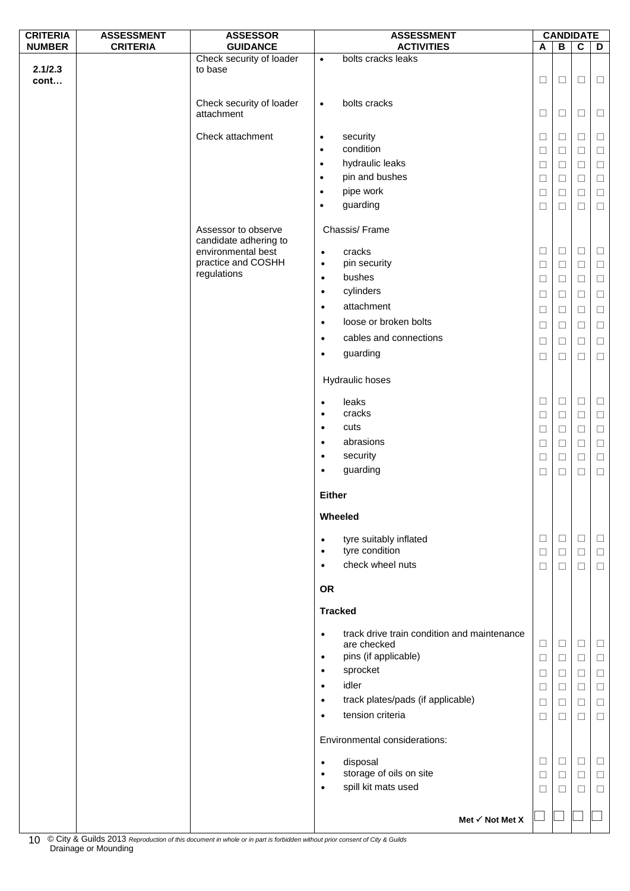| CRITERIA NUMBER | ASSESSMENT CRITERIA | ASSESSOR GUIDANCE | ASSESSMENT ACTIVITIES | CANDIDATE A | B | C | D |
|---|---|---|---|---|---|---|---|
| 2.1/2.3 cont… | | Check security of loader to base | • bolts cracks leaks | ☐ | ☐ | ☐ | ☐ |
| | | Check security of loader attachment | • bolts cracks | ☐ | ☐ | ☐ | ☐ |
| | | Check attachment | • security | ☐ | ☐ | ☐ | ☐ |
| | | | • condition | ☐ | ☐ | ☐ | ☐ |
| | | | • hydraulic leaks | ☐ | ☐ | ☐ | ☐ |
| | | | • pin and bushes | ☐ | ☐ | ☐ | ☐ |
| | | | • pipe work | ☐ | ☐ | ☐ | ☐ |
| | | | • guarding | ☐ | ☐ | ☐ | ☐ |
| | | Assessor to observe candidate adhering to environmental best practice and COSHH regulations | Chassis/ Frame | | | | |
| | | | • cracks | ☐ | ☐ | ☐ | ☐ |
| | | | • pin security | ☐ | ☐ | ☐ | ☐ |
| | | | • bushes | ☐ | ☐ | ☐ | ☐ |
| | | | • cylinders | ☐ | ☐ | ☐ | ☐ |
| | | | • attachment | ☐ | ☐ | ☐ | ☐ |
| | | | • loose or broken bolts | ☐ | ☐ | ☐ | ☐ |
| | | | • cables and connections | ☐ | ☐ | ☐ | ☐ |
| | | | • guarding | ☐ | ☐ | ☐ | ☐ |
| | | | Hydraulic hoses | | | | |
| | | | • leaks | ☐ | ☐ | ☐ | ☐ |
| | | | • cracks | ☐ | ☐ | ☐ | ☐ |
| | | | • cuts | ☐ | ☐ | ☐ | ☐ |
| | | | • abrasions | ☐ | ☐ | ☐ | ☐ |
| | | | • security | ☐ | ☐ | ☐ | ☐ |
| | | | • guarding | ☐ | ☐ | ☐ | ☐ |
| | | | **Either** | | | | |
| | | | **Wheeled** | | | | |
| | | | • tyre suitably inflated | ☐ | ☐ | ☐ | ☐ |
| | | | • tyre condition | ☐ | ☐ | ☐ | ☐ |
| | | | • check wheel nuts | ☐ | ☐ | ☐ | ☐ |
| | | | **OR** | | | | |
| | | | **Tracked** | | | | |
| | | | • track drive train condition and maintenance are checked | ☐ | ☐ | ☐ | ☐ |
| | | | • pins (if applicable) | ☐ | ☐ | ☐ | ☐ |
| | | | • sprocket | ☐ | ☐ | ☐ | ☐ |
| | | | • idler | ☐ | ☐ | ☐ | ☐ |
| | | | • track plates/pads (if applicable) | ☐ | ☐ | ☐ | ☐ |
| | | | • tension criteria | ☐ | ☐ | ☐ | ☐ |
| | | | Environmental considerations: | | | | |
| | | | • disposal | ☐ | ☐ | ☐ | ☐ |
| | | | • storage of oils on site | ☐ | ☐ | ☐ | ☐ |
| | | | • spill kit mats used | ☐ | ☐ | ☐ | ☐ |
| | | | **Met ✓ Not Met X** | ☐ | ☐ | ☐ | ☐ |

© City & Guilds 2013 *Reproduction of this document in whole or in part is forbidden without prior consent of City & Guilds*
Drainage or Mounding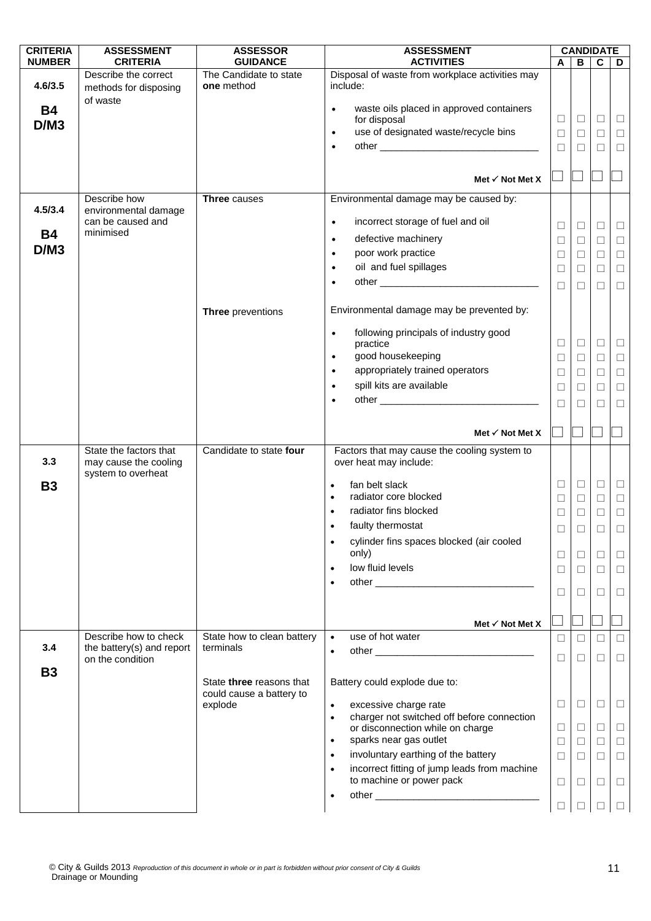| CRITERIA NUMBER | ASSESSMENT CRITERIA | ASSESSOR GUIDANCE | ASSESSMENT ACTIVITIES | CANDIDATE A | B | C | D |
|---|---|---|---|---|---|---|---|
| 4.6/3.5<br><br>**B4**<br>**D/M3** | Describe the correct methods for disposing of waste | The Candidate to state **one** method | Disposal of waste from workplace activities may include: | | | | |
| | | | • waste oils placed in approved containers for disposal | ☐ | ☐ | ☐ | ☐ |
| | | | • use of designated waste/recycle bins | ☐ | ☐ | ☐ | ☐ |
| | | | • other ____________________________ | ☐ | ☐ | ☐ | ☐ |
| | | | **Met ✓ Not Met X** | ☐ | ☐ | ☐ | ☐ |
| 4.5/3.4<br><br>**B4**<br>**D/M3** | Describe how environmental damage can be caused and minimised | **Three** causes | Environmental damage may be caused by: | | | | |
| | | | • incorrect storage of fuel and oil | ☐ | ☐ | ☐ | ☐ |
| | | | • defective machinery | ☐ | ☐ | ☐ | ☐ |
| | | | • poor work practice | ☐ | ☐ | ☐ | ☐ |
| | | | • oil and fuel spillages | ☐ | ☐ | ☐ | ☐ |
| | | | • other ____________________________ | ☐ | ☐ | ☐ | ☐ |
| | | **Three** preventions | Environmental damage may be prevented by: | | | | |
| | | | • following principals of industry good practice | ☐ | ☐ | ☐ | ☐ |
| | | | • good housekeeping | ☐ | ☐ | ☐ | ☐ |
| | | | • appropriately trained operators | ☐ | ☐ | ☐ | ☐ |
| | | | • spill kits are available | ☐ | ☐ | ☐ | ☐ |
| | | | • other ____________________________ | ☐ | ☐ | ☐ | ☐ |
| | | | **Met ✓ Not Met X** | ☐ | ☐ | ☐ | ☐ |
| 3.3<br><br>**B3** | State the factors that may cause the cooling system to overheat | Candidate to state **four** | Factors that may cause the cooling system to over heat may include: | | | | |
| | | | • fan belt slack | ☐ | ☐ | ☐ | ☐ |
| | | | • radiator core blocked | ☐ | ☐ | ☐ | ☐ |
| | | | • radiator fins blocked | ☐ | ☐ | ☐ | ☐ |
| | | | • faulty thermostat | ☐ | ☐ | ☐ | ☐ |
| | | | • cylinder fins spaces blocked (air cooled only) | ☐ | ☐ | ☐ | ☐ |
| | | | • low fluid levels | ☐ | ☐ | ☐ | ☐ |
| | | | • other ____________________________ | ☐ | ☐ | ☐ | ☐ |
| | | | **Met ✓ Not Met X** | ☐ | ☐ | ☐ | ☐ |
| 3.4<br><br>**B3** | Describe how to check the battery(s) and report on the condition | State how to clean battery terminals | • use of hot water | ☐ | ☐ | ☐ | ☐ |
| | | | • other ____________________________ | ☐ | ☐ | ☐ | ☐ |
| | | State **three** reasons that could cause a battery to explode | Battery could explode due to: | | | | |
| | | | • excessive charge rate | ☐ | ☐ | ☐ | ☐ |
| | | | • charger not switched off before connection or disconnection while on charge | ☐ | ☐ | ☐ | ☐ |
| | | | • sparks near gas outlet | ☐ | ☐ | ☐ | ☐ |
| | | | • involuntary earthing of the battery | ☐ | ☐ | ☐ | ☐ |
| | | | • incorrect fitting of jump leads from machine to machine or power pack | ☐ | ☐ | ☐ | ☐ |
| | | | • other ____________________________ | ☐ | ☐ | ☐ | ☐ |

© City & Guilds 2013 *Reproduction of this document in whole or in part is forbidden without prior consent of City & Guilds*
Drainage or Mounding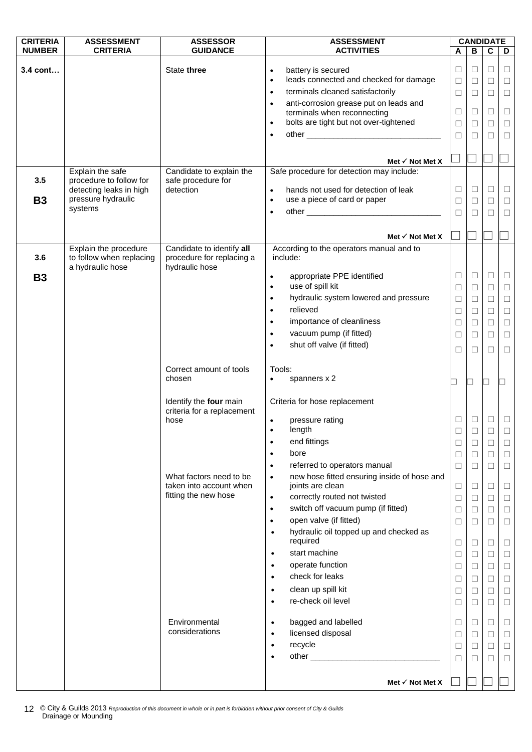| CRITERIA NUMBER | ASSESSMENT CRITERIA | ASSESSOR GUIDANCE | ASSESSMENT ACTIVITIES | CANDIDATE A | B | C | D |
|---|---|---|---|---|---|---|---|
| 3.4 cont… | | State **three** | • battery is secured<br>• leads connected and checked for damage<br>• terminals cleaned satisfactorily<br>• anti-corrosion grease put on leads and terminals when reconnecting<br>• bolts are tight but not over-tightened<br>• other ______________________________ | ☐<br>☐<br>☐<br>☐<br>☐<br>☐ | ☐<br>☐<br>☐<br>☐<br>☐<br>☐ | ☐<br>☐<br>☐<br>☐<br>☐<br>☐ | ☐<br>☐<br>☐<br>☐<br>☐<br>☐ |
| | | | **Met ✓ Not Met X** | ☐ | ☐ | ☐ | ☐ |
| 3.5<br><br>**B3** | Explain the safe procedure to follow for detecting leaks in high pressure hydraulic systems | Candidate to explain the safe procedure for detection | Safe procedure for detection may include:<br>• hands not used for detection of leak<br>• use a piece of card or paper<br>• other ______________________________ | <br>☐<br>☐<br>☐ | <br>☐<br>☐<br>☐ | <br>☐<br>☐<br>☐ | <br>☐<br>☐<br>☐ |
| | | | **Met ✓ Not Met X** | ☐ | ☐ | ☐ | ☐ |
| 3.6<br><br>**B3** | Explain the procedure to follow when replacing a hydraulic hose | Candidate to identify **all** procedure for replacing a hydraulic hose | According to the operators manual and to include:<br>• appropriate PPE identified<br>• use of spill kit<br>• hydraulic system lowered and pressure<br>• relieved<br>• importance of cleanliness<br>• vacuum pump (if fitted)<br>• shut off valve (if fitted) | <br>☐<br>☐<br>☐<br>☐<br>☐<br>☐<br>☐ | <br>☐<br>☐<br>☐<br>☐<br>☐<br>☐<br>☐ | <br>☐<br>☐<br>☐<br>☐<br>☐<br>☐<br>☐ | <br>☐<br>☐<br>☐<br>☐<br>☐<br>☐<br>☐ |
| | | Correct amount of tools chosen | Tools:<br>• spanners x 2 | ☐ | ☐ | ☐ | ☐ |
| | | Identify the **four** main criteria for a replacement hose | Criteria for hose replacement<br>• pressure rating<br>• length<br>• end fittings<br>• bore<br>• referred to operators manual | <br>☐<br>☐<br>☐<br>☐<br>☐ | <br>☐<br>☐<br>☐<br>☐<br>☐ | <br>☐<br>☐<br>☐<br>☐<br>☐ | <br>☐<br>☐<br>☐<br>☐<br>☐ |
| | | What factors need to be taken into account when fitting the new hose | • new hose fitted ensuring inside of hose and joints are clean<br>• correctly routed not twisted<br>• switch off vacuum pump (if fitted)<br>• open valve (if fitted)<br>• hydraulic oil topped up and checked as required<br>• start machine<br>• operate function<br>• check for leaks<br>• clean up spill kit<br>• re-check oil level | ☐<br>☐<br>☐<br>☐<br>☐<br>☐<br>☐<br>☐<br>☐<br>☐ | ☐<br>☐<br>☐<br>☐<br>☐<br>☐<br>☐<br>☐<br>☐<br>☐ | ☐<br>☐<br>☐<br>☐<br>☐<br>☐<br>☐<br>☐<br>☐<br>☐ | ☐<br>☐<br>☐<br>☐<br>☐<br>☐<br>☐<br>☐<br>☐<br>☐ |
| | | Environmental considerations | • bagged and labelled<br>• licensed disposal<br>• recycle<br>• other ______________________________ | ☐<br>☐<br>☐<br>☐ | ☐<br>☐<br>☐<br>☐ | ☐<br>☐<br>☐<br>☐ | ☐<br>☐<br>☐<br>☐ |
| | | | **Met ✓ Not Met X** | ☐ | ☐ | ☐ | ☐ |

© City & Guilds 2013 *Reproduction of this document in whole or in part is forbidden without prior consent of City & Guilds*
Drainage or Mounding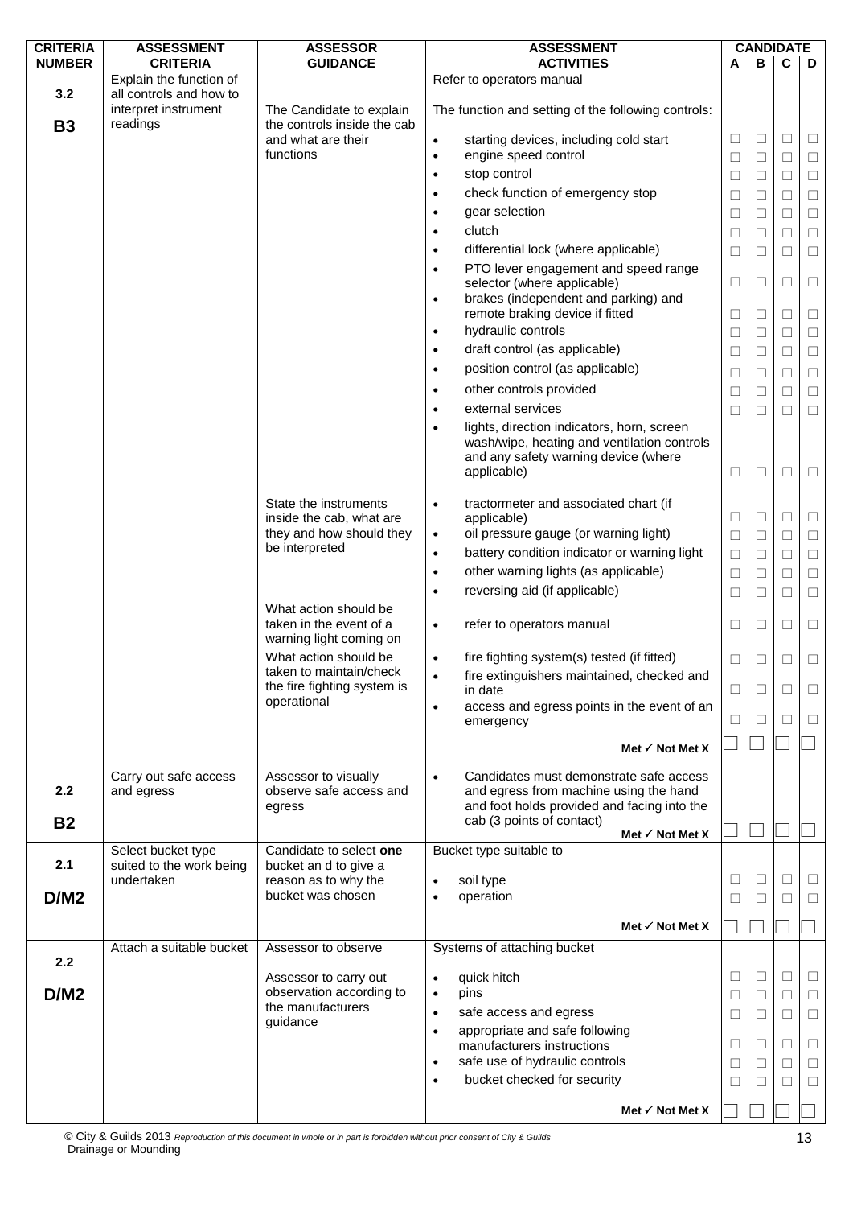| CRITERIA NUMBER | ASSESSMENT CRITERIA | ASSESSOR GUIDANCE | ASSESSMENT ACTIVITIES | CANDIDATE A | B | C | D |
|---|---|---|---|---|---|---|---|
| 3.2<br><br>**B3** | Explain the function of all controls and how to interpret instrument readings | | Refer to operators manual | | | | |
| | | The Candidate to explain the controls inside the cab and what are their functions | The function and setting of the following controls: | | | | |
| | | | • starting devices, including cold start | ☐ | ☐ | ☐ | ☐ |
| | | | • engine speed control | ☐ | ☐ | ☐ | ☐ |
| | | | • stop control | ☐ | ☐ | ☐ | ☐ |
| | | | • check function of emergency stop | ☐ | ☐ | ☐ | ☐ |
| | | | • gear selection | ☐ | ☐ | ☐ | ☐ |
| | | | • clutch | ☐ | ☐ | ☐ | ☐ |
| | | | • differential lock (where applicable) | ☐ | ☐ | ☐ | ☐ |
| | | | • PTO lever engagement and speed range selector (where applicable) | ☐ | ☐ | ☐ | ☐ |
| | | | • brakes (independent and parking) and remote braking device if fitted | ☐ | ☐ | ☐ | ☐ |
| | | | • hydraulic controls | ☐ | ☐ | ☐ | ☐ |
| | | | • draft control (as applicable) | ☐ | ☐ | ☐ | ☐ |
| | | | • position control (as applicable) | ☐ | ☐ | ☐ | ☐ |
| | | | • other controls provided | ☐ | ☐ | ☐ | ☐ |
| | | | • external services | ☐ | ☐ | ☐ | ☐ |
| | | | • lights, direction indicators, horn, screen wash/wipe, heating and ventilation controls and any safety warning device (where applicable) | ☐ | ☐ | ☐ | ☐ |
| | | State the instruments inside the cab, what are they and how should they be interpreted | • tractormeter and associated chart (if applicable) | ☐ | ☐ | ☐ | ☐ |
| | | | • oil pressure gauge (or warning light) | ☐ | ☐ | ☐ | ☐ |
| | | | • battery condition indicator or warning light | ☐ | ☐ | ☐ | ☐ |
| | | | • other warning lights (as applicable) | ☐ | ☐ | ☐ | ☐ |
| | | | • reversing aid (if applicable) | ☐ | ☐ | ☐ | ☐ |
| | | What action should be taken in the event of a warning light coming on | • refer to operators manual | ☐ | ☐ | ☐ | ☐ |
| | | What action should be taken to maintain/check the fire fighting system is operational | • fire fighting system(s) tested (if fitted) | ☐ | ☐ | ☐ | ☐ |
| | | | • fire extinguishers maintained, checked and in date | ☐ | ☐ | ☐ | ☐ |
| | | | • access and egress points in the event of an emergency | ☐ | ☐ | ☐ | ☐ |
| | | | **Met ✓ Not Met X** | ☐ | ☐ | ☐ | ☐ |
| 2.2<br><br>**B2** | Carry out safe access and egress | Assessor to visually observe safe access and egress | • Candidates must demonstrate safe access and egress from machine using the hand and foot holds provided and facing into the cab (3 points of contact) | | | | |
| | | | **Met ✓ Not Met X** | ☐ | ☐ | ☐ | ☐ |
| 2.1<br><br>**D/M2** | Select bucket type suited to the work being undertaken | Candidate to select **one** bucket an d to give a reason as to why the bucket was chosen | Bucket type suitable to | | | | |
| | | | • soil type | ☐ | ☐ | ☐ | ☐ |
| | | | • operation | ☐ | ☐ | ☐ | ☐ |
| | | | **Met ✓ Not Met X** | ☐ | ☐ | ☐ | ☐ |
| 2.2<br><br>**D/M2** | Attach a suitable bucket | Assessor to observe<br><br>Assessor to carry out observation according to the manufacturers guidance | Systems of attaching bucket | | | | |
| | | | • quick hitch | ☐ | ☐ | ☐ | ☐ |
| | | | • pins | ☐ | ☐ | ☐ | ☐ |
| | | | • safe access and egress | ☐ | ☐ | ☐ | ☐ |
| | | | • appropriate and safe following manufacturers instructions | ☐ | ☐ | ☐ | ☐ |
| | | | • safe use of hydraulic controls | ☐ | ☐ | ☐ | ☐ |
| | | | • bucket checked for security | ☐ | ☐ | ☐ | ☐ |
| | | | **Met ✓ Not Met X** | ☐ | ☐ | ☐ | ☐ |

© City & Guilds 2013 *Reproduction of this document in whole or in part is forbidden without prior consent of City & Guilds*
Drainage or Mounding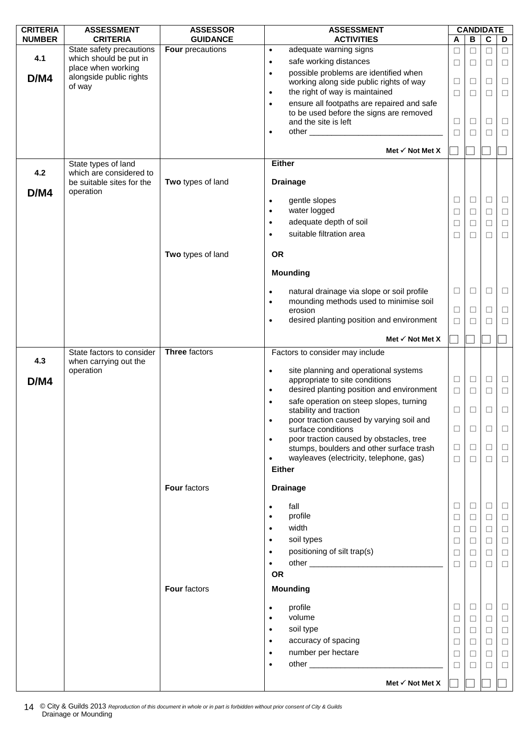| CRITERIA NUMBER | ASSESSMENT CRITERIA | ASSESSOR GUIDANCE | ASSESSMENT ACTIVITIES | CANDIDATE A | B | C | D |
|---|---|---|---|---|---|---|---|
| 4.1<br><br>**D/M4** | State safety precautions which should be put in place when working alongside public rights of way | **Four** precautions | • adequate warning signs | ☐ | ☐ | ☐ | ☐ |
| | | | • safe working distances | ☐ | ☐ | ☐ | ☐ |
| | | | • possible problems are identified when working along side public rights of way | ☐ | ☐ | ☐ | ☐ |
| | | | • the right of way is maintained | ☐ | ☐ | ☐ | ☐ |
| | | | • ensure all footpaths are repaired and safe to be used before the signs are removed and the site is left | ☐ | ☐ | ☐ | ☐ |
| | | | • other ______________________________ | ☐ | ☐ | ☐ | ☐ |
| | | | **Met ✓ Not Met X** | ☐ | ☐ | ☐ | ☐ |
| 4.2<br><br>**D/M4** | State types of land which are considered to be suitable sites for the operation | | **Either** | | | | |
| | | **Two** types of land | **Drainage** | | | | |
| | | | • gentle slopes | ☐ | ☐ | ☐ | ☐ |
| | | | • water logged | ☐ | ☐ | ☐ | ☐ |
| | | | • adequate depth of soil | ☐ | ☐ | ☐ | ☐ |
| | | | • suitable filtration area | ☐ | ☐ | ☐ | ☐ |
| | | **Two** types of land | **OR** | | | | |
| | | | **Mounding** | | | | |
| | | | • natural drainage via slope or soil profile | ☐ | ☐ | ☐ | ☐ |
| | | | • mounding methods used to minimise soil erosion | ☐ | ☐ | ☐ | ☐ |
| | | | • desired planting position and environment | ☐ | ☐ | ☐ | ☐ |
| | | | **Met ✓ Not Met X** | ☐ | ☐ | ☐ | ☐ |
| 4.3<br><br>**D/M4** | State factors to consider when carrying out the operation | **Three** factors | Factors to consider may include | | | | |
| | | | • site planning and operational systems appropriate to site conditions | ☐ | ☐ | ☐ | ☐ |
| | | | • desired planting position and environment | ☐ | ☐ | ☐ | ☐ |
| | | | • safe operation on steep slopes, turning stability and traction | ☐ | ☐ | ☐ | ☐ |
| | | | • poor traction caused by varying soil and surface conditions | ☐ | ☐ | ☐ | ☐ |
| | | | • poor traction caused by obstacles, tree stumps, boulders and other surface trash | ☐ | ☐ | ☐ | ☐ |
| | | | • wayleaves (electricity, telephone, gas) | ☐ | ☐ | ☐ | ☐ |
| | | | **Either** | | | | |
| | | **Four** factors | **Drainage** | | | | |
| | | | • fall | ☐ | ☐ | ☐ | ☐ |
| | | | • profile | ☐ | ☐ | ☐ | ☐ |
| | | | • width | ☐ | ☐ | ☐ | ☐ |
| | | | • soil types | ☐ | ☐ | ☐ | ☐ |
| | | | • positioning of silt trap(s) | ☐ | ☐ | ☐ | ☐ |
| | | | • other ______________________________ | ☐ | ☐ | ☐ | ☐ |
| | | | **OR** | | | | |
| | | **Four** factors | **Mounding** | | | | |
| | | | • profile | ☐ | ☐ | ☐ | ☐ |
| | | | • volume | ☐ | ☐ | ☐ | ☐ |
| | | | • soil type | ☐ | ☐ | ☐ | ☐ |
| | | | • accuracy of spacing | ☐ | ☐ | ☐ | ☐ |
| | | | • number per hectare | ☐ | ☐ | ☐ | ☐ |
| | | | • other ______________________________ | ☐ | ☐ | ☐ | ☐ |
| | | | **Met ✓ Not Met X** | ☐ | ☐ | ☐ | ☐ |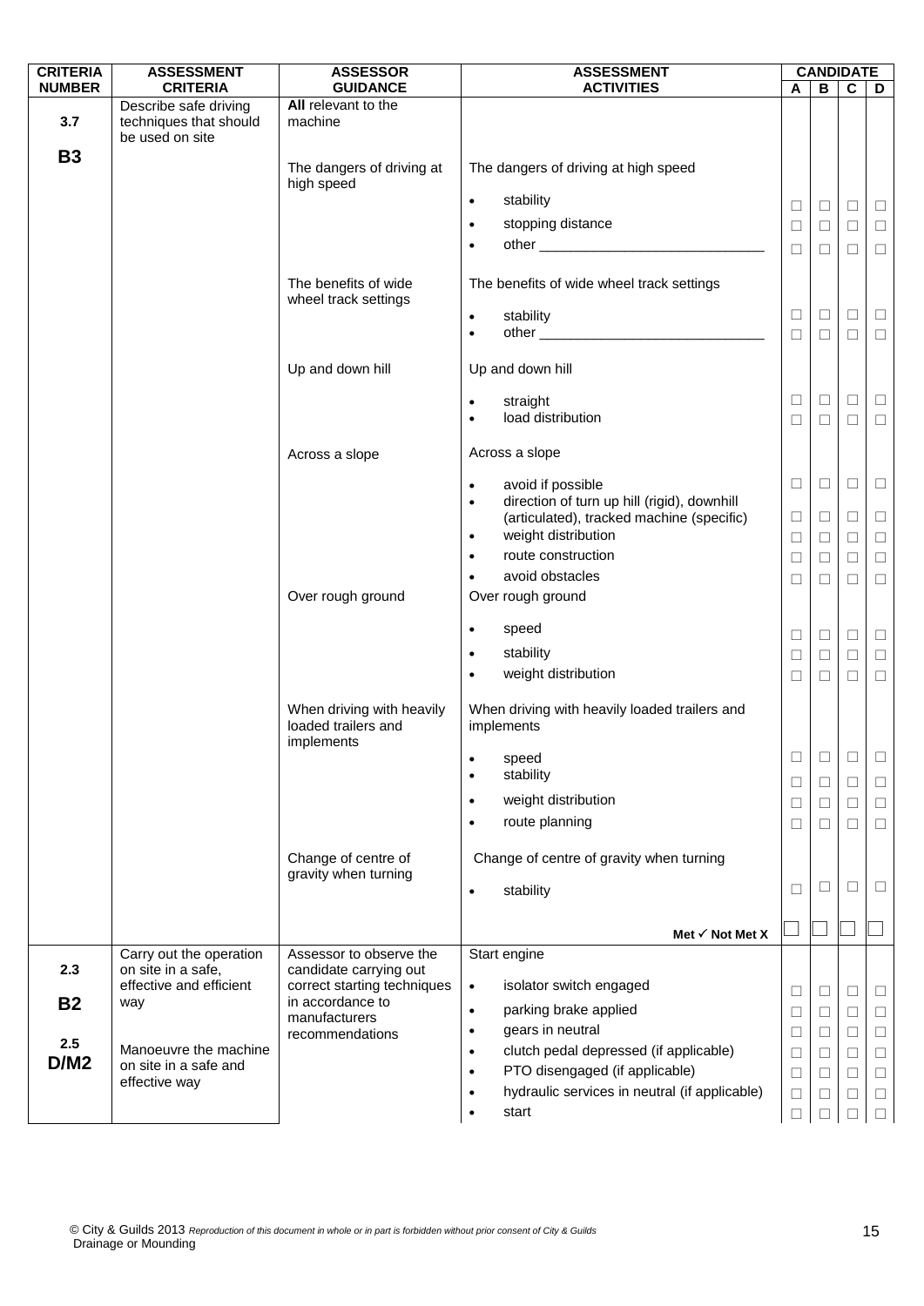| CRITERIA NUMBER | ASSESSMENT CRITERIA | ASSESSOR GUIDANCE | ASSESSMENT ACTIVITIES | CANDIDATE | | | |
|---|---|---|---|---|---|---|---|
| | | | | A | B | C | D |
| 3.7<br><br>**B3** | Describe safe driving techniques that should be used on site | **All** relevant to the machine | | | | | |
| | | The dangers of driving at high speed | The dangers of driving at high speed | | | | |
| | | | • stability | ☐ | ☐ | ☐ | ☐ |
| | | | • stopping distance | ☐ | ☐ | ☐ | ☐ |
| | | | • other ______________________________ | ☐ | ☐ | ☐ | ☐ |
| | | The benefits of wide wheel track settings | The benefits of wide wheel track settings | | | | |
| | | | • stability | ☐ | ☐ | ☐ | ☐ |
| | | | • other ______________________________ | ☐ | ☐ | ☐ | ☐ |
| | | Up and down hill | Up and down hill | | | | |
| | | | • straight | ☐ | ☐ | ☐ | ☐ |
| | | | • load distribution | ☐ | ☐ | ☐ | ☐ |
| | | Across a slope | Across a slope | | | | |
| | | | • avoid if possible | ☐ | ☐ | ☐ | ☐ |
| | | | • direction of turn up hill (rigid), downhill (articulated), tracked machine (specific) | ☐ | ☐ | ☐ | ☐ |
| | | | • weight distribution | ☐ | ☐ | ☐ | ☐ |
| | | | • route construction | ☐ | ☐ | ☐ | ☐ |
| | | | • avoid obstacles | ☐ | ☐ | ☐ | ☐ |
| | | Over rough ground | Over rough ground | | | | |
| | | | • speed | ☐ | ☐ | ☐ | ☐ |
| | | | • stability | ☐ | ☐ | ☐ | ☐ |
| | | | • weight distribution | ☐ | ☐ | ☐ | ☐ |
| | | When driving with heavily loaded trailers and implements | When driving with heavily loaded trailers and implements | | | | |
| | | | • speed | ☐ | ☐ | ☐ | ☐ |
| | | | • stability | ☐ | ☐ | ☐ | ☐ |
| | | | • weight distribution | ☐ | ☐ | ☐ | ☐ |
| | | | • route planning | ☐ | ☐ | ☐ | ☐ |
| | | Change of centre of gravity when turning | Change of centre of gravity when turning | | | | |
| | | | • stability | ☐ | ☐ | ☐ | ☐ |
| | | | **Met ✓ Not Met X** | ☐ | ☐ | ☐ | ☐ |
| 2.3<br><br>**B2**<br><br>2.5<br>**D/M2** | Carry out the operation on site in a safe, effective and efficient way<br><br>Manoeuvre the machine on site in a safe and effective way | Assessor to observe the candidate carrying out correct starting techniques in accordance to manufacturers recommendations | Start engine | | | | |
| | | | • isolator switch engaged | ☐ | ☐ | ☐ | ☐ |
| | | | • parking brake applied | ☐ | ☐ | ☐ | ☐ |
| | | | • gears in neutral | ☐ | ☐ | ☐ | ☐ |
| | | | • clutch pedal depressed (if applicable) | ☐ | ☐ | ☐ | ☐ |
| | | | • PTO disengaged (if applicable) | ☐ | ☐ | ☐ | ☐ |
| | | | • hydraulic services in neutral (if applicable) | ☐ | ☐ | ☐ | ☐ |
| | | | • start | ☐ | ☐ | ☐ | ☐ |

© City & Guilds 2013 *Reproduction of this document in whole or in part is forbidden without prior consent of City & Guilds*
Drainage or Mounding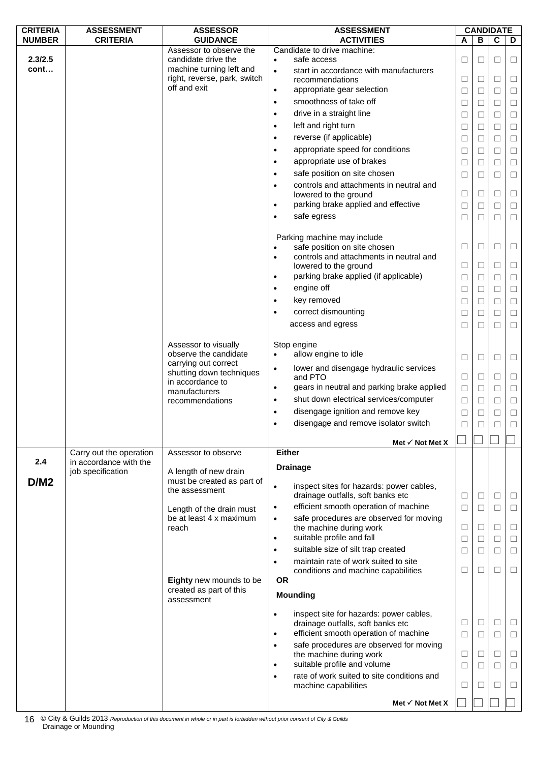| CRITERIA NUMBER | ASSESSMENT CRITERIA | ASSESSOR GUIDANCE | ASSESSMENT ACTIVITIES | CANDIDATE A | B | C | D |
|---|---|---|---|---|---|---|---|
| 2.3/2.5 cont… | | Assessor to observe the candidate drive the machine turning left and right, reverse, park, switch off and exit | Candidate to drive machine: | | | | |
| | | | • safe access | ☐ | ☐ | ☐ | ☐ |
| | | | • start in accordance with manufacturers recommendations | ☐ | ☐ | ☐ | ☐ |
| | | | • appropriate gear selection | ☐ | ☐ | ☐ | ☐ |
| | | | • smoothness of take off | ☐ | ☐ | ☐ | ☐ |
| | | | • drive in a straight line | ☐ | ☐ | ☐ | ☐ |
| | | | • left and right turn | ☐ | ☐ | ☐ | ☐ |
| | | | • reverse (if applicable) | ☐ | ☐ | ☐ | ☐ |
| | | | • appropriate speed for conditions | ☐ | ☐ | ☐ | ☐ |
| | | | • appropriate use of brakes | ☐ | ☐ | ☐ | ☐ |
| | | | • safe position on site chosen | ☐ | ☐ | ☐ | ☐ |
| | | | • controls and attachments in neutral and lowered to the ground | ☐ | ☐ | ☐ | ☐ |
| | | | • parking brake applied and effective | ☐ | ☐ | ☐ | ☐ |
| | | | • safe egress | ☐ | ☐ | ☐ | ☐ |
| | | | Parking machine may include | | | | |
| | | | • safe position on site chosen | ☐ | ☐ | ☐ | ☐ |
| | | | • controls and attachments in neutral and lowered to the ground | ☐ | ☐ | ☐ | ☐ |
| | | | • parking brake applied (if applicable) | ☐ | ☐ | ☐ | ☐ |
| | | | • engine off | ☐ | ☐ | ☐ | ☐ |
| | | | • key removed | ☐ | ☐ | ☐ | ☐ |
| | | | • correct dismounting | ☐ | ☐ | ☐ | ☐ |
| | | | access and egress | ☐ | ☐ | ☐ | ☐ |
| | | Assessor to visually observe the candidate carrying out correct shutting down techniques in accordance to manufacturers recommendations | Stop engine | | | | |
| | | | • allow engine to idle | ☐ | ☐ | ☐ | ☐ |
| | | | • lower and disengage hydraulic services and PTO | ☐ | ☐ | ☐ | ☐ |
| | | | • gears in neutral and parking brake applied | ☐ | ☐ | ☐ | ☐ |
| | | | • shut down electrical services/computer | ☐ | ☐ | ☐ | ☐ |
| | | | • disengage ignition and remove key | ☐ | ☐ | ☐ | ☐ |
| | | | • disengage and remove isolator switch | ☐ | ☐ | ☐ | ☐ |
| | | | **Met ✓ Not Met X** | ☐ | ☐ | ☐ | ☐ |
| 2.4 D/M2 | Carry out the operation in accordance with the job specification | Assessor to observe | **Either** | | | | |
| | | A length of new drain must be created as part of the assessment | **Drainage** | | | | |
| | | | • inspect sites for hazards: power cables, drainage outfalls, soft banks etc | ☐ | ☐ | ☐ | ☐ |
| | | Length of the drain must be at least 4 x maximum reach | • efficient smooth operation of machine | ☐ | ☐ | ☐ | ☐ |
| | | | • safe procedures are observed for moving the machine during work | ☐ | ☐ | ☐ | ☐ |
| | | | • suitable profile and fall | ☐ | ☐ | ☐ | ☐ |
| | | | • suitable size of silt trap created | ☐ | ☐ | ☐ | ☐ |
| | | | • maintain rate of work suited to site conditions and machine capabilities | ☐ | ☐ | ☐ | ☐ |
| | | **Eighty** new mounds to be created as part of this assessment | **OR** | | | | |
| | | | **Mounding** | | | | |
| | | | • inspect site for hazards: power cables, drainage outfalls, soft banks etc | ☐ | ☐ | ☐ | ☐ |
| | | | • efficient smooth operation of machine | ☐ | ☐ | ☐ | ☐ |
| | | | • safe procedures are observed for moving the machine during work | ☐ | ☐ | ☐ | ☐ |
| | | | • suitable profile and volume | ☐ | ☐ | ☐ | ☐ |
| | | | • rate of work suited to site conditions and machine capabilities | ☐ | ☐ | ☐ | ☐ |
| | | | **Met ✓ Not Met X** | ☐ | ☐ | ☐ | ☐ |

© City & Guilds 2013 *Reproduction of this document in whole or in part is forbidden without prior consent of City & Guilds*
Drainage or Mounding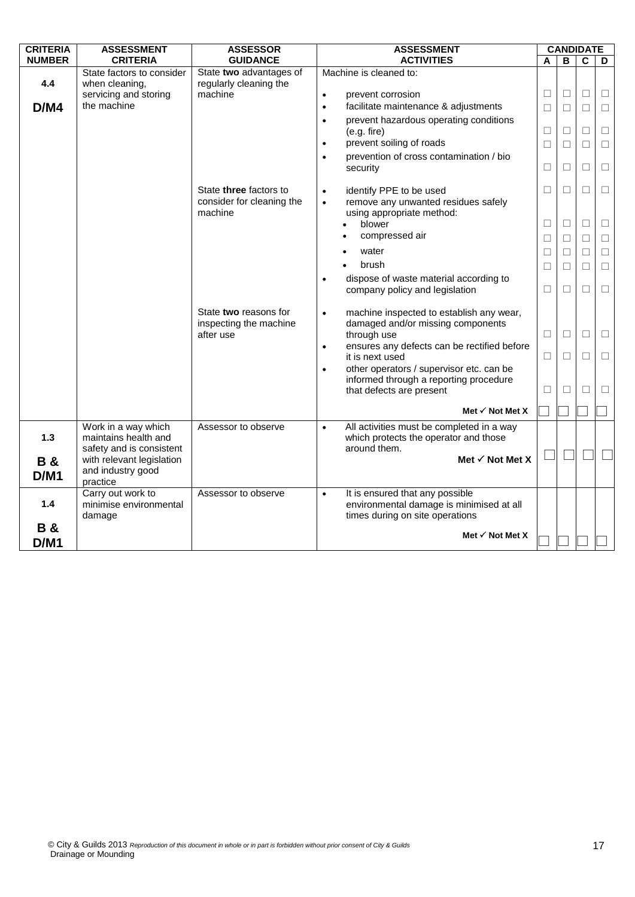| CRITERIA NUMBER | ASSESSMENT CRITERIA | ASSESSOR GUIDANCE | ASSESSMENT ACTIVITIES | CANDIDATE | | | |
|---|---|---|---|---|---|---|---|
| | | | | A | B | C | D |
| 4.4<br><br>D/M4 | State factors to consider when cleaning, servicing and storing the machine | State **two** advantages of regularly cleaning the machine | Machine is cleaned to:<br>• prevent corrosion<br>• facilitate maintenance & adjustments<br>• prevent hazardous operating conditions (e.g. fire)<br>• prevent soiling of roads<br>• prevention of cross contamination / bio security | ☐ ☐ ☐ ☐ ☐ | ☐ ☐ ☐ ☐ ☐ | ☐ ☐ ☐ ☐ ☐ | ☐ ☐ ☐ ☐ ☐ |
| | | State **three** factors to consider for cleaning the machine | • identify PPE to be used<br>• remove any unwanted residues safely using appropriate method:<br>  • blower<br>  • compressed air<br>  • water<br>  • brush<br>• dispose of waste material according to company policy and legislation | ☐ ☐ ☐ ☐ ☐ ☐ | ☐ ☐ ☐ ☐ ☐ ☐ | ☐ ☐ ☐ ☐ ☐ ☐ | ☐ ☐ ☐ ☐ ☐ ☐ |
| | | State **two** reasons for inspecting the machine after use | • machine inspected to establish any wear, damaged and/or missing components through use<br>• ensures any defects can be rectified before it is next used<br>• other operators / supervisor etc. can be informed through a reporting procedure that defects are present | ☐ ☐ ☐ | ☐ ☐ ☐ | ☐ ☐ ☐ | ☐ ☐ ☐ |
| | | | **Met ✓ Not Met X** | ☐ | ☐ | ☐ | ☐ |
| 1.3<br><br>**B & D/M1** | Work in a way which maintains health and safety and is consistent with relevant legislation and industry good practice | Assessor to observe | • All activities must be completed in a way which protects the operator and those around them.<br>**Met ✓ Not Met X** | ☐ | ☐ | ☐ | ☐ |
| 1.4<br><br>**B & D/M1** | Carry out work to minimise environmental damage | Assessor to observe | • It is ensured that any possible environmental damage is minimised at all times during on site operations<br>**Met ✓ Not Met X** | ☐ | ☐ | ☐ | ☐ |

© City & Guilds 2013 *Reproduction of this document in whole or in part is forbidden without prior consent of City & Guilds*
Drainage or Mounding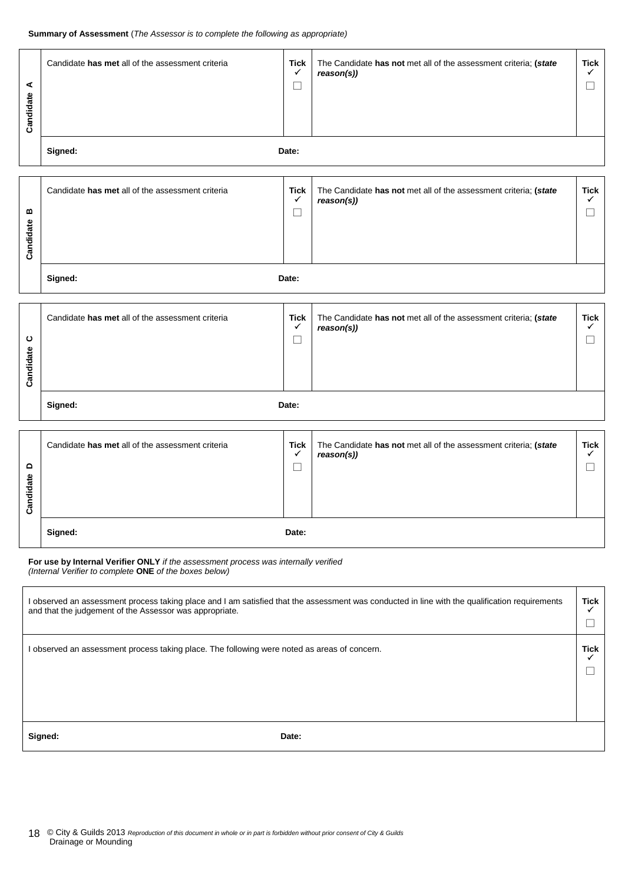**Summary of Assessment** (*The Assessor is to complete the following as appropriate*)

| | | | | |
|---|---|---|---|---|
| **Candidate A** | Candidate **has met** all of the assessment criteria | **Tick** ✓ ☐ | The Candidate **has not** met all of the assessment criteria; **(*state reason(s)*)** | **Tick** ✓ ☐ |
| | **Signed:** | **Date:** | | |

| | | | | |
|---|---|---|---|---|
| **Candidate B** | Candidate **has met** all of the assessment criteria | **Tick** ✓ ☐ | The Candidate **has not** met all of the assessment criteria; **(*state reason(s)*)** | **Tick** ✓ ☐ |
| | **Signed:** | **Date:** | | |

| | | | | |
|---|---|---|---|---|
| **Candidate C** | Candidate **has met** all of the assessment criteria | **Tick** ✓ ☐ | The Candidate **has not** met all of the assessment criteria; **(*state reason(s)*)** | **Tick** ✓ ☐ |
| | **Signed:** | **Date:** | | |

| | | | | |
|---|---|---|---|---|
| **Candidate D** | Candidate **has met** all of the assessment criteria | **Tick** ✓ ☐ | The Candidate **has not** met all of the assessment criteria; **(*state reason(s)*)** | **Tick** ✓ ☐ |
| | **Signed:** | **Date:** | | |

**For use by Internal Verifier ONLY** *if the assessment process was internally verified*
*(Internal Verifier to complete* **ONE** *of the boxes below)*

| | |
|---|---|
| I observed an assessment process taking place and I am satisfied that the assessment was conducted in line with the qualification requirements and that the judgement of the Assessor was appropriate. | **Tick** ✓ ☐ |
| I observed an assessment process taking place. The following were noted as areas of concern. | **Tick** ✓ ☐ |
| **Signed:** &nbsp;&nbsp;&nbsp;&nbsp; **Date:** | |

© City & Guilds 2013 *Reproduction of this document in whole or in part is forbidden without prior consent of City & Guilds*
Drainage or Mounding